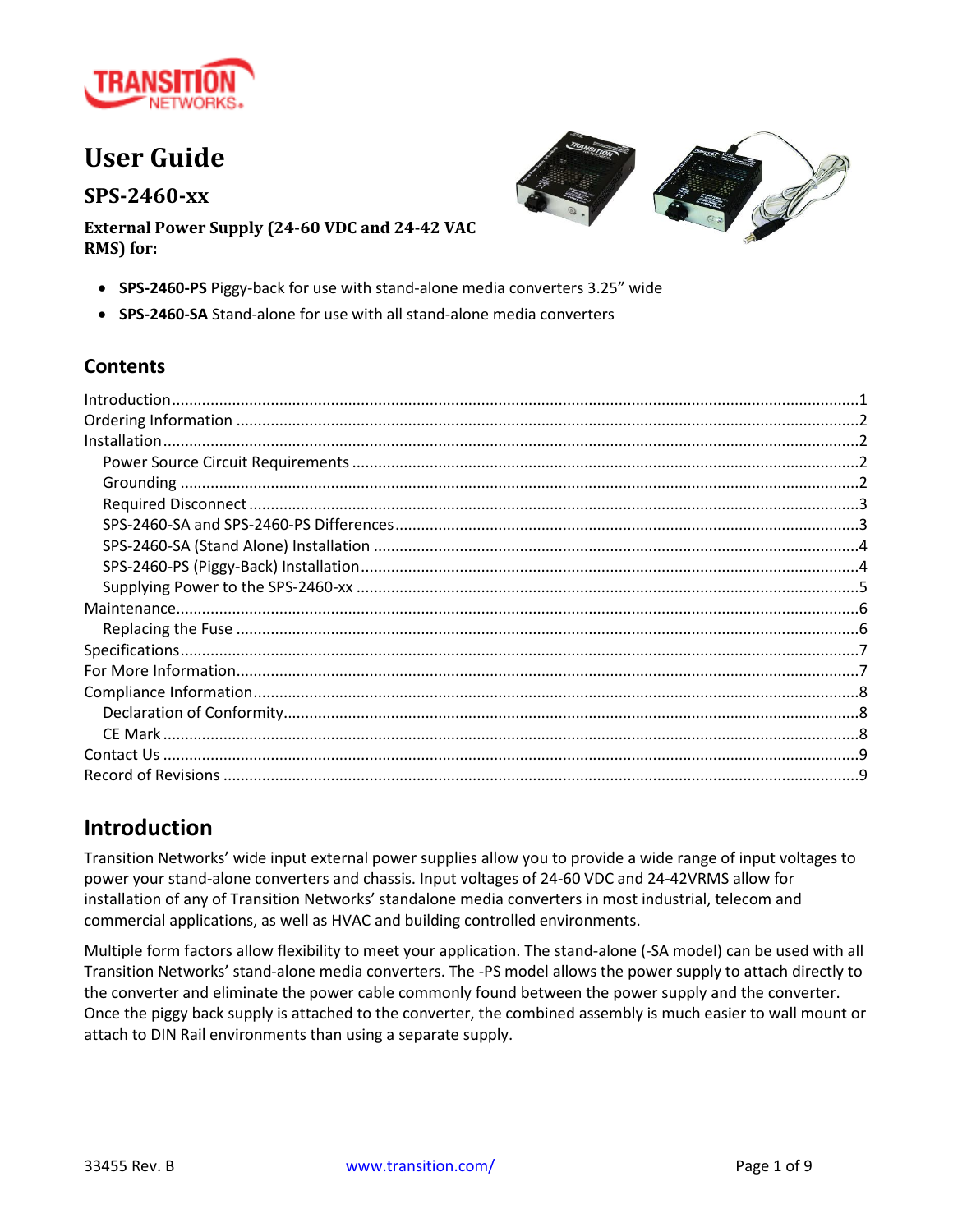# User Guide

## SPS-2460-xx

**External Power Supply (24-60 VDC and 24-42 VAC RMS) for:**

- **SPS-2460-PS** Piggy-back for use with stand-alone media converters 3.25” wide
- **SPS-2460-SA** Stand-alone for use with all stand-alone media converters

## Contents

Introduction.....1
Ordering Information.....2
Installation.....2
  Power Source Circuit Requirements.....2
  Grounding.....2
  Required Disconnect.....3
  SPS-2460-SA and SPS-2460-PS Differences.....3
  SPS-2460-SA (Stand Alone) Installation.....4
  SPS-2460-PS (Piggy-Back) Installation.....4
  Supplying Power to the SPS-2460-xx.....5
Maintenance.....6
  Replacing the Fuse.....6
Specifications.....7
For More Information.....7
Compliance Information.....8
  Declaration of Conformity.....8
  CE Mark.....8
Contact Us.....9
Record of Revisions.....9

## Introduction

Transition Networks’ wide input external power supplies allow you to provide a wide range of input voltages to power your stand-alone converters and chassis. Input voltages of 24-60 VDC and 24-42VRMS allow for installation of any of Transition Networks’ standalone media converters in most industrial, telecom and commercial applications, as well as HVAC and building controlled environments.

Multiple form factors allow flexibility to meet your application. The stand-alone (-SA model) can be used with all Transition Networks’ stand-alone media converters. The -PS model allows the power supply to attach directly to the converter and eliminate the power cable commonly found between the power supply and the converter. Once the piggy back supply is attached to the converter, the combined assembly is much easier to wall mount or attach to DIN Rail environments than using a separate supply.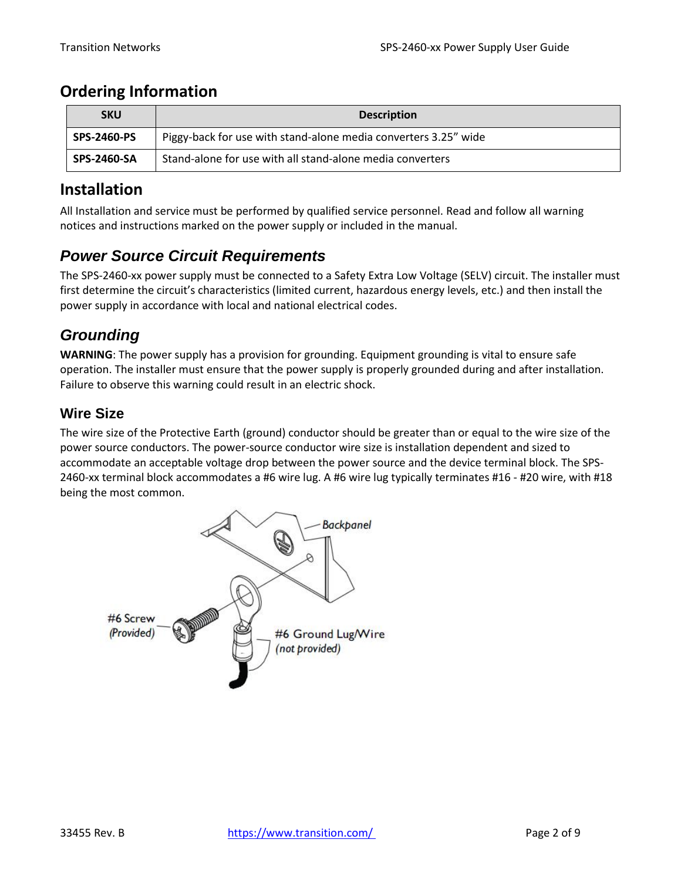## Ordering Information

| SKU | Description |
|---|---|
| **SPS-2460-PS** | Piggy-back for use with stand-alone media converters 3.25" wide |
| **SPS-2460-SA** | Stand-alone for use with all stand-alone media converters |

## Installation

All Installation and service must be performed by qualified service personnel. Read and follow all warning notices and instructions marked on the power supply or included in the manual.

### *Power Source Circuit Requirements*

The SPS-2460-xx power supply must be connected to a Safety Extra Low Voltage (SELV) circuit. The installer must first determine the circuit's characteristics (limited current, hazardous energy levels, etc.) and then install the power supply in accordance with local and national electrical codes.

### *Grounding*

**WARNING**: The power supply has a provision for grounding. Equipment grounding is vital to ensure safe operation. The installer must ensure that the power supply is properly grounded during and after installation. Failure to observe this warning could result in an electric shock.

#### Wire Size

The wire size of the Protective Earth (ground) conductor should be greater than or equal to the wire size of the power source conductors. The power-source conductor wire size is installation dependent and sized to accommodate an acceptable voltage drop between the power source and the device terminal block. The SPS-2460-xx terminal block accommodates a #6 wire lug. A #6 wire lug typically terminates #16 - #20 wire, with #18 being the most common.

Backpanel

#6 Screw (Provided)

#6 Ground Lug/Wire (not provided)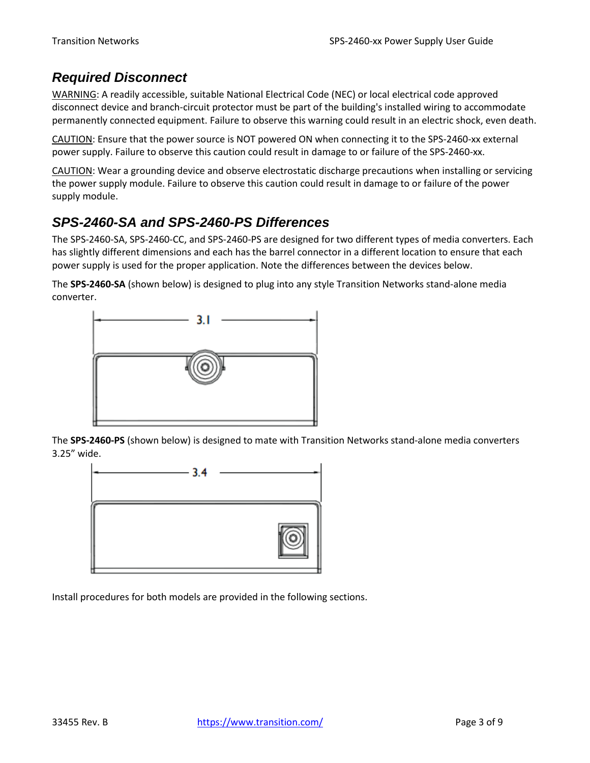## Required Disconnect

WARNING: A readily accessible, suitable National Electrical Code (NEC) or local electrical code approved disconnect device and branch-circuit protector must be part of the building's installed wiring to accommodate permanently connected equipment. Failure to observe this warning could result in an electric shock, even death.

CAUTION: Ensure that the power source is NOT powered ON when connecting it to the SPS-2460-xx external power supply. Failure to observe this caution could result in damage to or failure of the SPS-2460-xx.

CAUTION: Wear a grounding device and observe electrostatic discharge precautions when installing or servicing the power supply module. Failure to observe this caution could result in damage to or failure of the power supply module.

## SPS-2460-SA and SPS-2460-PS Differences

The SPS-2460-SA, SPS-2460-CC, and SPS-2460-PS are designed for two different types of media converters. Each has slightly different dimensions and each has the barrel connector in a different location to ensure that each power supply is used for the proper application. Note the differences between the devices below.

The **SPS-2460-SA** (shown below) is designed to plug into any style Transition Networks stand-alone media converter.

3.1

The **SPS-2460-PS** (shown below) is designed to mate with Transition Networks stand-alone media converters 3.25" wide.

3.4

Install procedures for both models are provided in the following sections.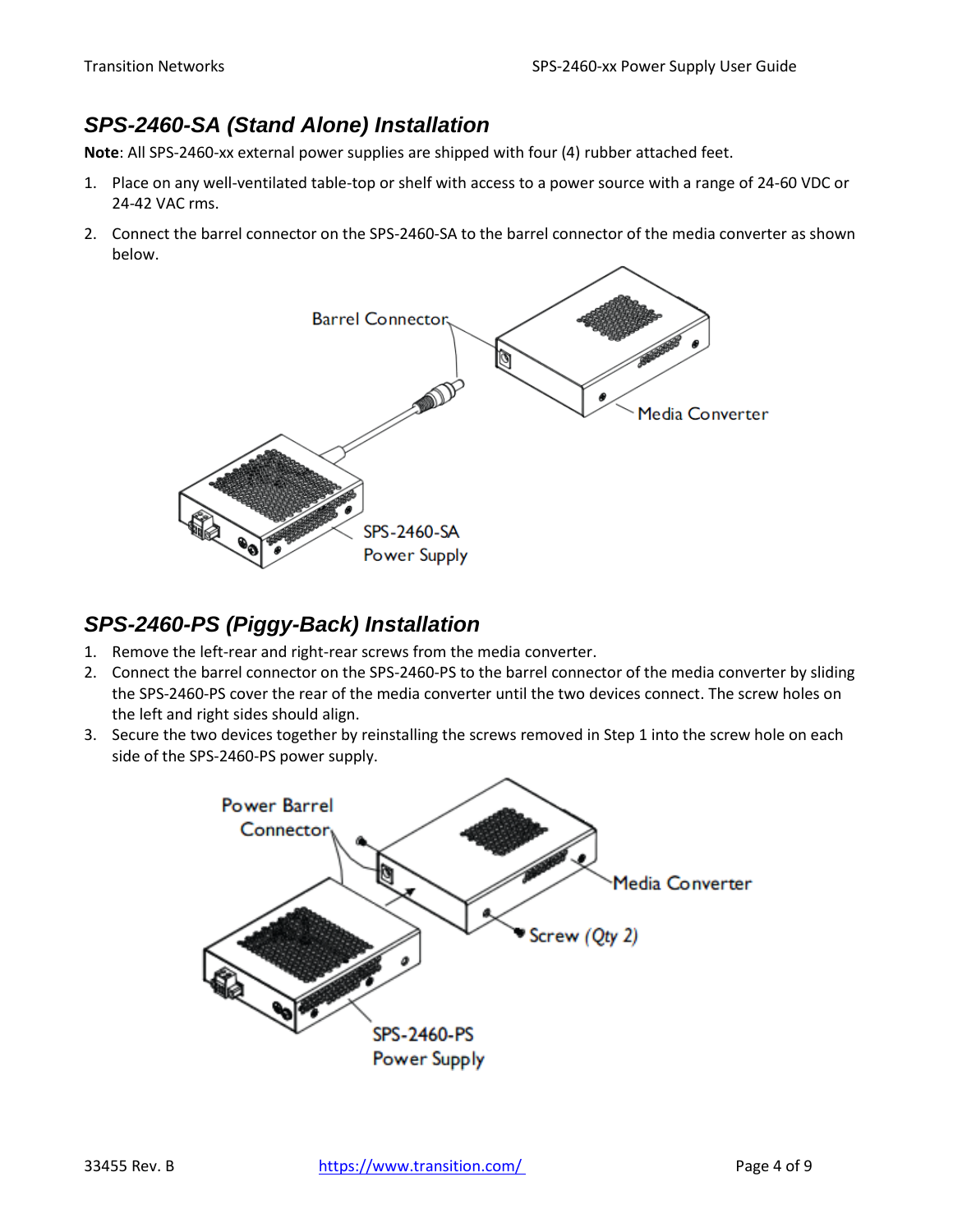## *SPS-2460-SA (Stand Alone) Installation*

**Note**: All SPS-2460-xx external power supplies are shipped with four (4) rubber attached feet.

1. Place on any well-ventilated table-top or shelf with access to a power source with a range of 24-60 VDC or 24-42 VAC rms.
2. Connect the barrel connector on the SPS-2460-SA to the barrel connector of the media converter as shown below.

## *SPS-2460-PS (Piggy-Back) Installation*

1. Remove the left-rear and right-rear screws from the media converter.
2. Connect the barrel connector on the SPS-2460-PS to the barrel connector of the media converter by sliding the SPS-2460-PS cover the rear of the media converter until the two devices connect. The screw holes on the left and right sides should align.
3. Secure the two devices together by reinstalling the screws removed in Step 1 into the screw hole on each side of the SPS-2460-PS power supply.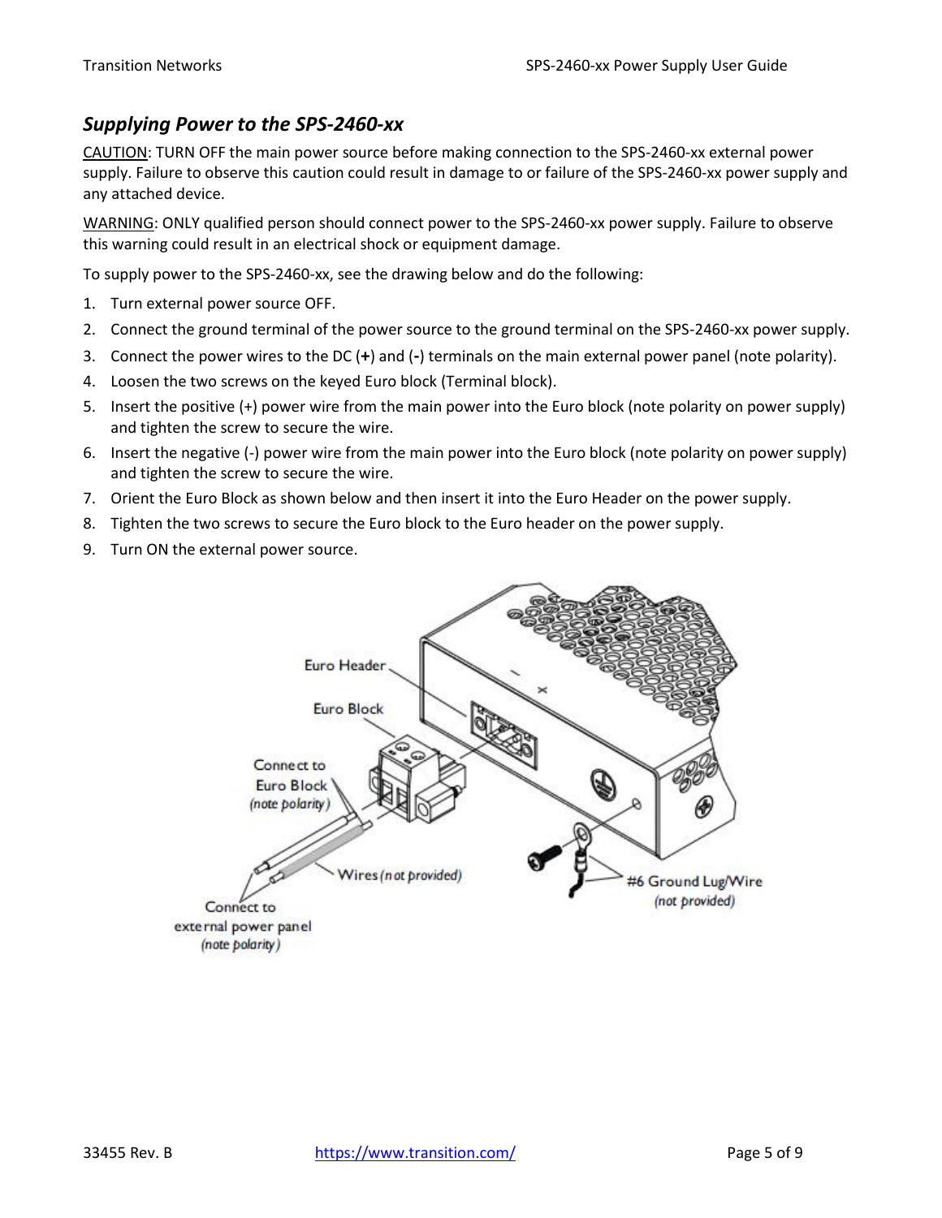## *Supplying Power to the SPS-2460-xx*

CAUTION: TURN OFF the main power source before making connection to the SPS-2460-xx external power supply. Failure to observe this caution could result in damage to or failure of the SPS-2460-xx power supply and any attached device.

WARNING: ONLY qualified person should connect power to the SPS-2460-xx power supply. Failure to observe this warning could result in an electrical shock or equipment damage.

To supply power to the SPS-2460-xx, see the drawing below and do the following:

1. Turn external power source OFF.
2. Connect the ground terminal of the power source to the ground terminal on the SPS-2460-xx power supply.
3. Connect the power wires to the DC (**+**) and (**-**) terminals on the main external power panel (note polarity).
4. Loosen the two screws on the keyed Euro block (Terminal block).
5. Insert the positive (+) power wire from the main power into the Euro block (note polarity on power supply) and tighten the screw to secure the wire.
6. Insert the negative (-) power wire from the main power into the Euro block (note polarity on power supply) and tighten the screw to secure the wire.
7. Orient the Euro Block as shown below and then insert it into the Euro Header on the power supply.
8. Tighten the two screws to secure the Euro block to the Euro header on the power supply.
9. Turn ON the external power source.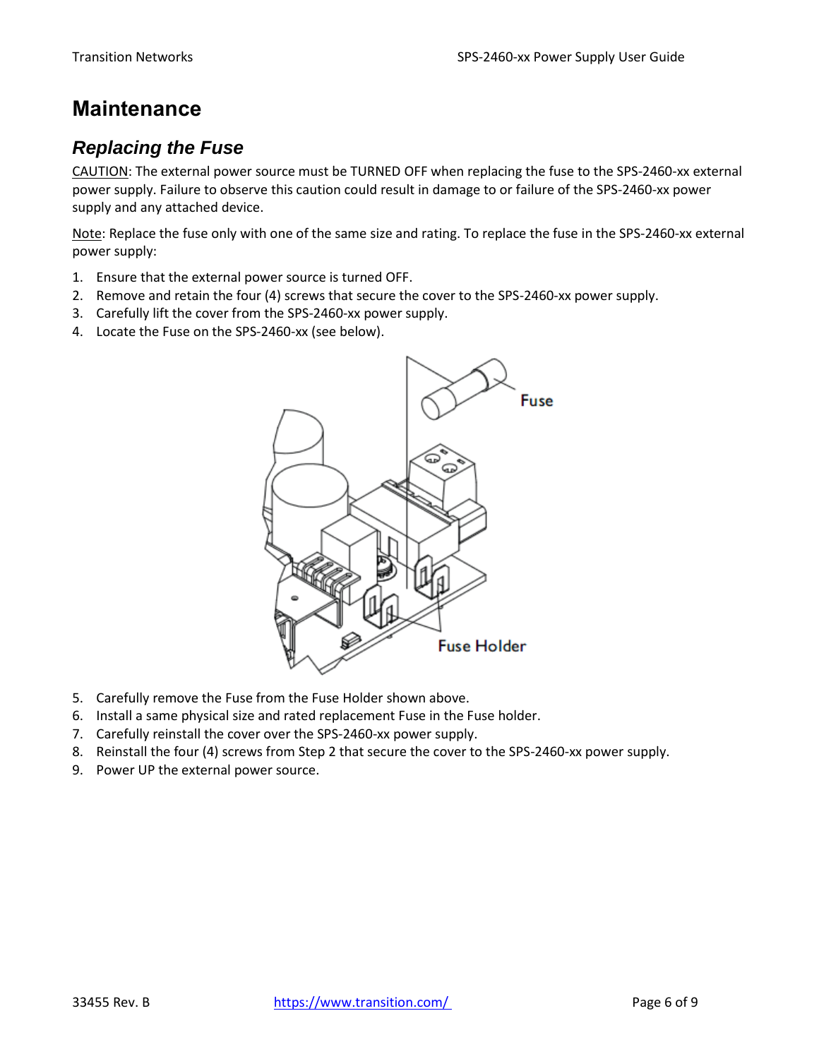# Maintenance

## *Replacing the Fuse*

CAUTION: The external power source must be TURNED OFF when replacing the fuse to the SPS-2460-xx external power supply. Failure to observe this caution could result in damage to or failure of the SPS-2460-xx power supply and any attached device.

Note: Replace the fuse only with one of the same size and rating. To replace the fuse in the SPS-2460-xx external power supply:

1. Ensure that the external power source is turned OFF.
2. Remove and retain the four (4) screws that secure the cover to the SPS-2460-xx power supply.
3. Carefully lift the cover from the SPS-2460-xx power supply.
4. Locate the Fuse on the SPS-2460-xx (see below).
5. Carefully remove the Fuse from the Fuse Holder shown above.
6. Install a same physical size and rated replacement Fuse in the Fuse holder.
7. Carefully reinstall the cover over the SPS-2460-xx power supply.
8. Reinstall the four (4) screws from Step 2 that secure the cover to the SPS-2460-xx power supply.
9. Power UP the external power source.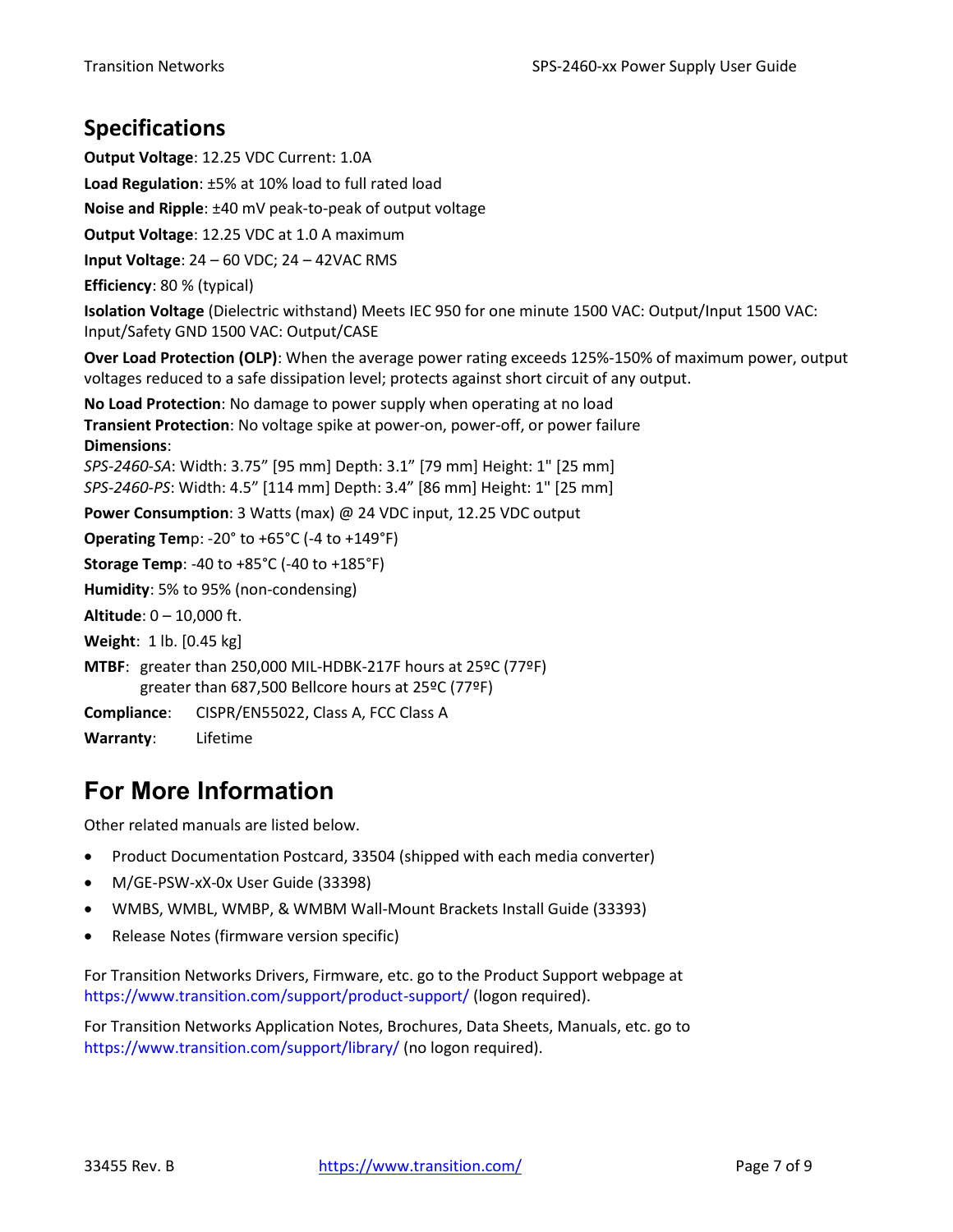## Specifications

**Output Voltage**: 12.25 VDC Current: 1.0A

**Load Regulation**: ±5% at 10% load to full rated load

**Noise and Ripple**: ±40 mV peak-to-peak of output voltage

**Output Voltage**: 12.25 VDC at 1.0 A maximum

**Input Voltage**: 24 – 60 VDC; 24 – 42VAC RMS

**Efficiency**: 80 % (typical)

**Isolation Voltage** (Dielectric withstand) Meets IEC 950 for one minute 1500 VAC: Output/Input 1500 VAC: Input/Safety GND 1500 VAC: Output/CASE

**Over Load Protection (OLP)**: When the average power rating exceeds 125%-150% of maximum power, output voltages reduced to a safe dissipation level; protects against short circuit of any output.

**No Load Protection**: No damage to power supply when operating at no load
**Transient Protection**: No voltage spike at power-on, power-off, or power failure
**Dimensions**:
*SPS-2460-SA*: Width: 3.75" [95 mm] Depth: 3.1" [79 mm] Height: 1" [25 mm]
*SPS-2460-PS*: Width: 4.5" [114 mm] Depth: 3.4" [86 mm] Height: 1" [25 mm]

**Power Consumption**: 3 Watts (max) @ 24 VDC input, 12.25 VDC output

**Operating Tem**p: -20° to +65°C (-4 to +149°F)

**Storage Temp**: -40 to +85°C (-40 to +185°F)

**Humidity**: 5% to 95% (non-condensing)

**Altitude**: 0 – 10,000 ft.

**Weight**: 1 lb. [0.45 kg]

**MTBF**: greater than 250,000 MIL-HDBK-217F hours at 25ºC (77ºF)
greater than 687,500 Bellcore hours at 25ºC (77ºF)

**Compliance**: CISPR/EN55022, Class A, FCC Class A

**Warranty**: Lifetime

# For More Information

Other related manuals are listed below.

- Product Documentation Postcard, 33504 (shipped with each media converter)
- M/GE-PSW-xX-0x User Guide (33398)
- WMBS, WMBL, WMBP, & WMBM Wall-Mount Brackets Install Guide (33393)
- Release Notes (firmware version specific)

For Transition Networks Drivers, Firmware, etc. go to the Product Support webpage at https://www.transition.com/support/product-support/ (logon required).

For Transition Networks Application Notes, Brochures, Data Sheets, Manuals, etc. go to https://www.transition.com/support/library/ (no logon required).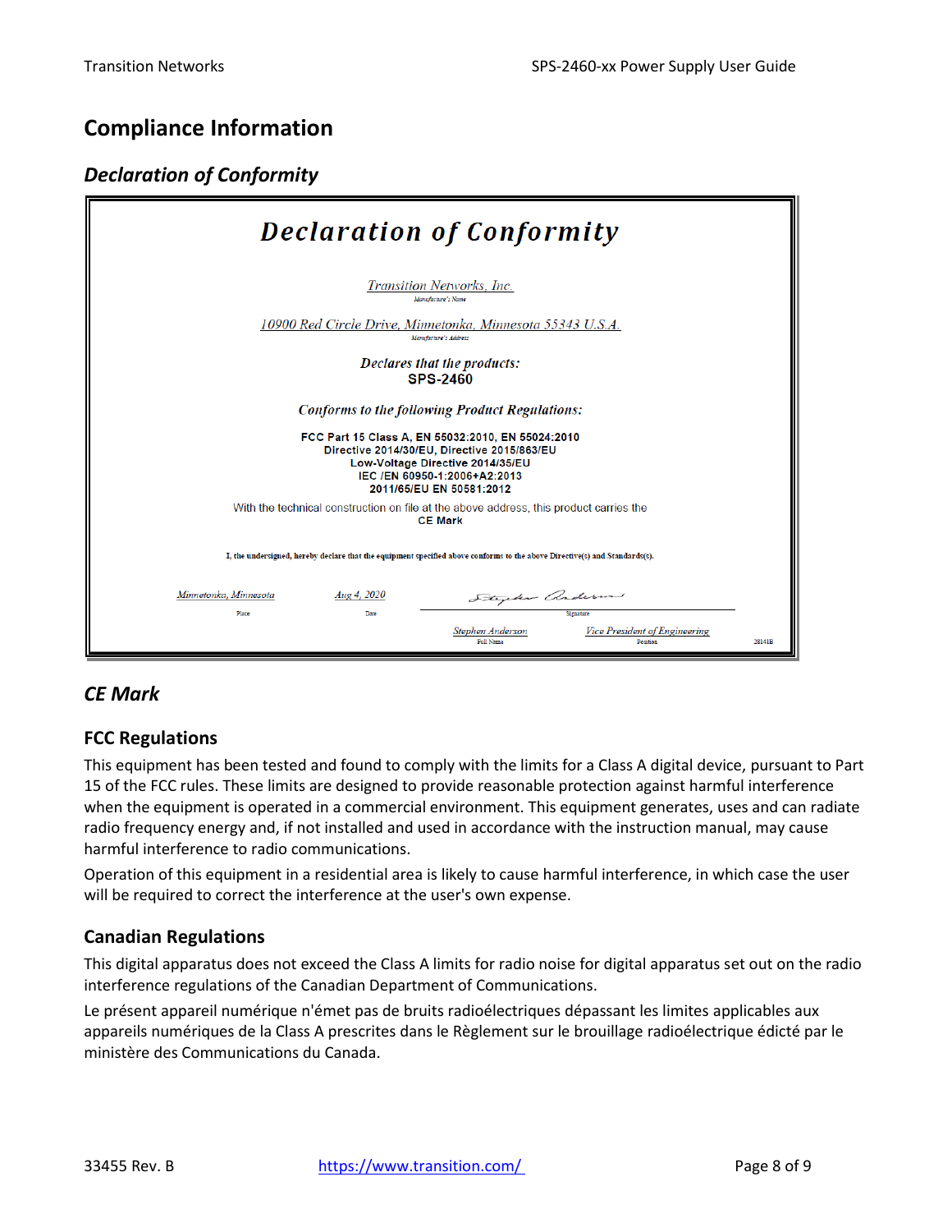## Compliance Information

### Declaration of Conformity

# *Declaration of Conformity*

*Transition Networks, Inc.*
Manufacturer's Name

*10900 Red Circle Drive, Minnetonka, Minnesota 55343 U.S.A.*
Manufacturer's Address

*Declares that the products:*
**SPS-2460**

*Conforms to the following Product Regulations:*

**FCC Part 15 Class A, EN 55032:2010, EN 55024:2010**
**Directive 2014/30/EU, Directive 2015/863/EU**
**Low-Voltage Directive 2014/35/EU**
**IEC /EN 60950-1:2006+A2:2013**
**2011/65/EU EN 50581:2012**

With the technical construction on file at the above address, this product carries the
**CE Mark**

**I, the undersigned, hereby declare that the equipment specified above conforms to the above Directive(s) and Standards(s).**

| *Minnetonka, Minnesota* | *Aug 4, 2020* | Stephen Anderson |
|---|---|---|
| Place | Date | Signature |

| *Stephen Anderson* | *Vice President of Engineering* |
|---|---|
| Full Name | Position |

28141B

### CE Mark

### FCC Regulations

This equipment has been tested and found to comply with the limits for a Class A digital device, pursuant to Part 15 of the FCC rules. These limits are designed to provide reasonable protection against harmful interference when the equipment is operated in a commercial environment. This equipment generates, uses and can radiate radio frequency energy and, if not installed and used in accordance with the instruction manual, may cause harmful interference to radio communications.

Operation of this equipment in a residential area is likely to cause harmful interference, in which case the user will be required to correct the interference at the user's own expense.

### Canadian Regulations

This digital apparatus does not exceed the Class A limits for radio noise for digital apparatus set out on the radio interference regulations of the Canadian Department of Communications.

Le présent appareil numérique n'émet pas de bruits radioélectriques dépassant les limites applicables aux appareils numériques de la Class A prescrites dans le Règlement sur le brouillage radioélectrique édicté par le ministère des Communications du Canada.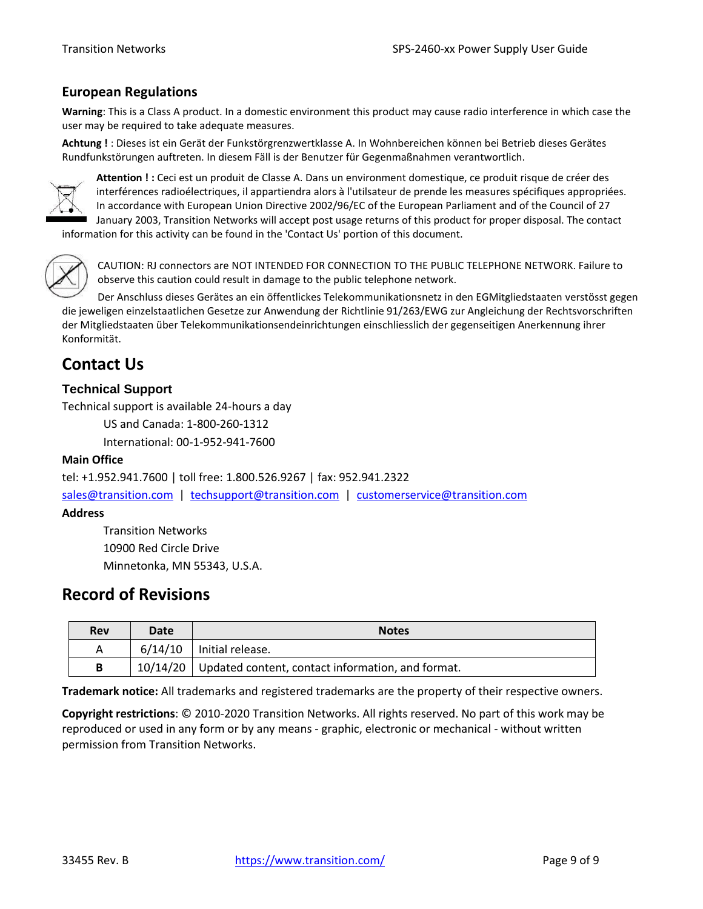### European Regulations

**Warning**: This is a Class A product. In a domestic environment this product may cause radio interference in which case the user may be required to take adequate measures.

**Achtung !** : Dieses ist ein Gerät der Funkstörgrenzwertklasse A. In Wohnbereichen können bei Betrieb dieses Gerätes Rundfunkstörungen auftreten. In diesem Fäll is der Benutzer für Gegenmaßnahmen verantwortlich.

**Attention ! :** Ceci est un produit de Classe A. Dans un environment domestique, ce produit risque de créer des interférences radioélectriques, il appartiendra alors à l'utilsateur de prende les measures spécifiques appropriées. In accordance with European Union Directive 2002/96/EC of the European Parliament and of the Council of 27 January 2003, Transition Networks will accept post usage returns of this product for proper disposal. The contact information for this activity can be found in the 'Contact Us' portion of this document.

CAUTION: RJ connectors are NOT INTENDED FOR CONNECTION TO THE PUBLIC TELEPHONE NETWORK. Failure to observe this caution could result in damage to the public telephone network.

Der Anschluss dieses Gerätes an ein öffentlickes Telekommunikationsnetz in den EGMitgliedstaaten verstösst gegen die jeweligen einzelstaatlichen Gesetze zur Anwendung der Richtlinie 91/263/EWG zur Angleichung der Rechtsvorschriften der Mitgliedstaaten über Telekommunikationsendeinrichtungen einschliesslich der gegenseitigen Anerkennung ihrer Konformität.

## Contact Us

### Technical Support

Technical support is available 24-hours a day

US and Canada: 1-800-260-1312

International: 00-1-952-941-7600

**Main Office**

tel: +1.952.941.7600 | toll free: 1.800.526.9267 | fax: 952.941.2322

sales@transition.com | techsupport@transition.com | customerservice@transition.com

**Address**

Transition Networks
10900 Red Circle Drive
Minnetonka, MN 55343, U.S.A.

## Record of Revisions

| Rev | Date | Notes |
|---|---|---|
| A | 6/14/10 | Initial release. |
| **B** | 10/14/20 | Updated content, contact information, and format. |

**Trademark notice:** All trademarks and registered trademarks are the property of their respective owners.

**Copyright restrictions**: © 2010-2020 Transition Networks. All rights reserved. No part of this work may be reproduced or used in any form or by any means - graphic, electronic or mechanical - without written permission from Transition Networks.